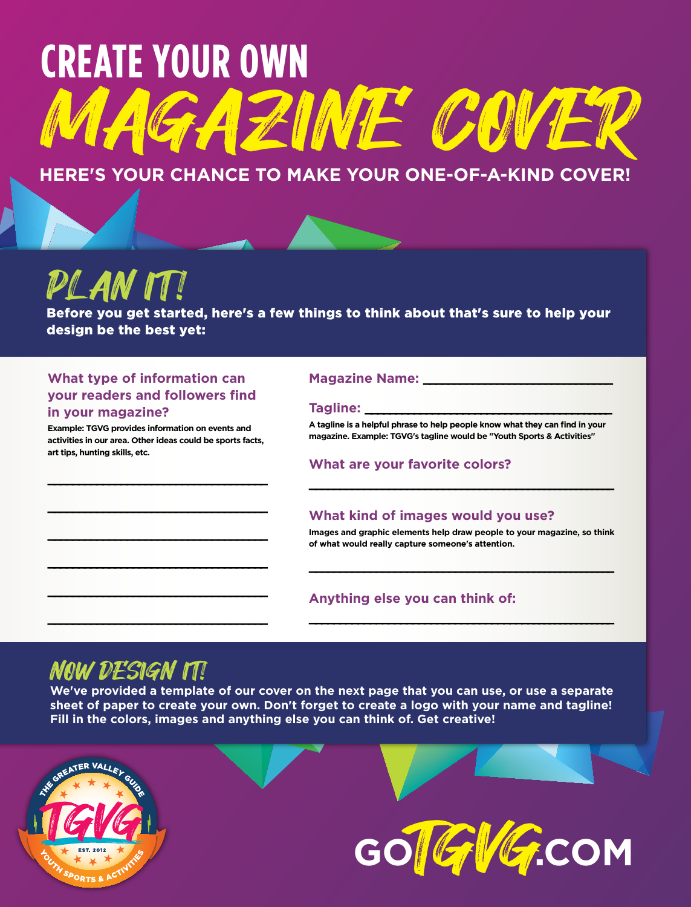# CREATE YOUR OWN MAGAZINE COVER

**HERE'S YOUR CHANCE TO MAKE YOUR ONE-OF-A-KIND COVER!**

## PLAN IT!

**Before you get started, here's a few things to think about that's sure to help your design be the best yet:**

### What type of information can your readers and followers find in your magazine?

**Example: TGVG provides information on events and activities in our area. Other ideas could be sports facts, art tips, hunting skills, etc.**

______________________________

______________________________

______________________________

______________________________

______________________________

______________________________

**Magazine Name:** ______________________________

**Tagline:** ______________________________

**A tagline is a helpful phrase to help people know what they can find in your magazine. Example: TGVG's tagline would be "Youth Sports & Activities"**

### What are your favorite colors?

______________________________

### What kind of images would you use?

**Images and graphic elements help draw people to your magazine, so think of what would really capture someone's attention.**

______________________________

### Anything else you can think of:

______________________________

## NOW DESIGN IT!

**We've provided a template of our cover on the next page that you can use, or use a separate sheet of paper to create your own. Don't forget to create a logo with your name and tagline! Fill in the colors, images and anything else you can think of. Get creative!**

THE GREATER VALLEY GUIDE
TGVG
EST. 2012
YOUTH SPORTS & ACTIVITIES

GOTGVG.COM